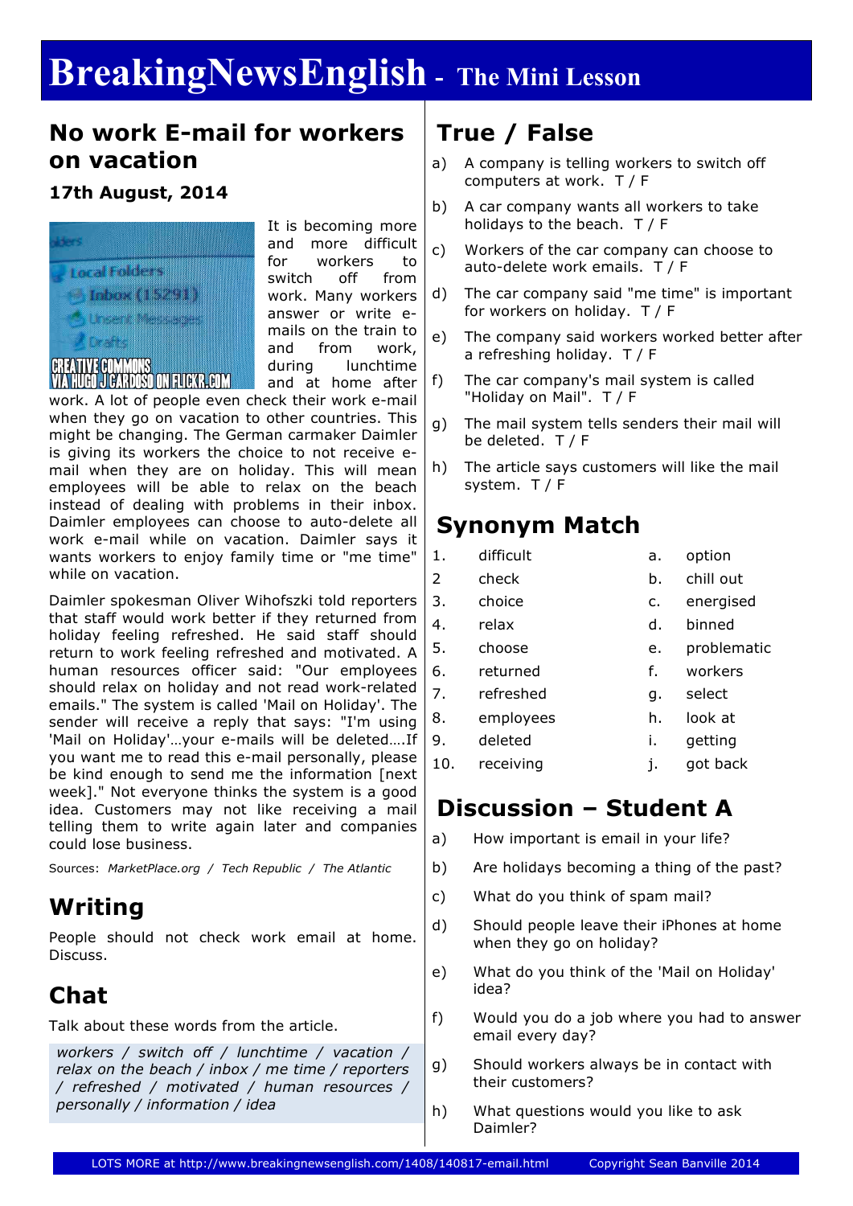# BreakingNewsEnglish - The Mini Lesson

## No work E-mail for workers on vacation

### 17th August, 2014

It is becoming more and more difficult for workers to switch off from work. Many workers answer or write e-mails on the train to and from work, during lunchtime and at home after work. A lot of people even check their work e-mail when they go on vacation to other countries. This might be changing. The German carmaker Daimler is giving its workers the choice to not receive e-mail when they are on holiday. This will mean employees will be able to relax on the beach instead of dealing with problems in their inbox. Daimler employees can choose to auto-delete all work e-mail while on vacation. Daimler says it wants workers to enjoy family time or "me time" while on vacation.

Daimler spokesman Oliver Wihofszki told reporters that staff would work better if they returned from holiday feeling refreshed. He said staff should return to work feeling refreshed and motivated. A human resources officer said: "Our employees should relax on holiday and not read work-related emails." The system is called 'Mail on Holiday'. The sender will receive a reply that says: "I'm using 'Mail on Holiday'…your e-mails will be deleted….If you want me to read this e-mail personally, please be kind enough to send me the information [next week]." Not everyone thinks the system is a good idea. Customers may not like receiving a mail telling them to write again later and companies could lose business.

Sources: *MarketPlace.org / Tech Republic / The Atlantic*

## Writing

People should not check work email at home. Discuss.

## Chat

Talk about these words from the article.

*workers / switch off / lunchtime / vacation / relax on the beach / inbox / me time / reporters / refreshed / motivated / human resources / personally / information / idea*

## True / False

a) A company is telling workers to switch off computers at work. T / F

b) A car company wants all workers to take holidays to the beach. T / F

c) Workers of the car company can choose to auto-delete work emails. T / F

d) The car company said "me time" is important for workers on holiday. T / F

e) The company said workers worked better after a refreshing holiday. T / F

f) The car company's mail system is called "Holiday on Mail". T / F

g) The mail system tells senders their mail will be deleted. T / F

h) The article says customers will like the mail system. T / F

## Synonym Match

| | | | |
|---|---|---|---|
| 1. | difficult | a. | option |
| 2 | check | b. | chill out |
| 3. | choice | c. | energised |
| 4. | relax | d. | binned |
| 5. | choose | e. | problematic |
| 6. | returned | f. | workers |
| 7. | refreshed | g. | select |
| 8. | employees | h. | look at |
| 9. | deleted | i. | getting |
| 10. | receiving | j. | got back |

## Discussion – Student A

a) How important is email in your life?

b) Are holidays becoming a thing of the past?

c) What do you think of spam mail?

d) Should people leave their iPhones at home when they go on holiday?

e) What do you think of the 'Mail on Holiday' idea?

f) Would you do a job where you had to answer email every day?

g) Should workers always be in contact with their customers?

h) What questions would you like to ask Daimler?

LOTS MORE at http://www.breakingnewsenglish.com/1408/140817-email.html Copyright Sean Banville 2014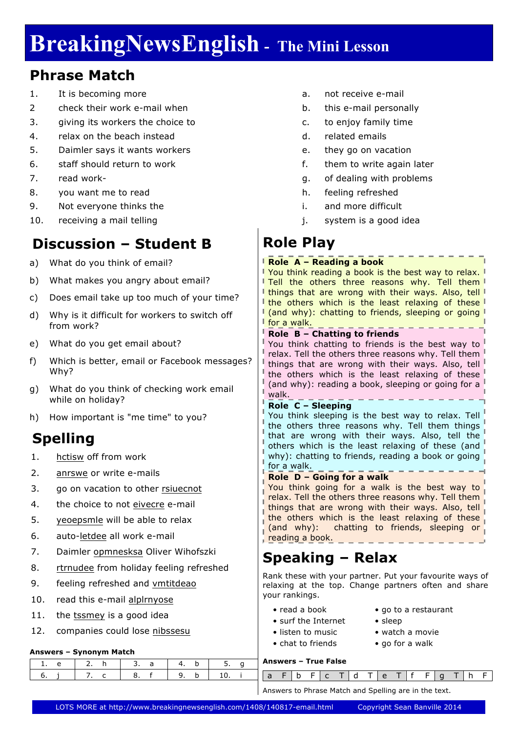# BreakingNewsEnglish - The Mini Lesson

## Phrase Match

1. It is becoming more
2. check their work e-mail when
3. giving its workers the choice to
4. relax on the beach instead
5. Daimler says it wants workers
6. staff should return to work
7. read work-
8. you want me to read
9. Not everyone thinks the
10. receiving a mail telling

a. not receive e-mail
b. this e-mail personally
c. to enjoy family time
d. related emails
e. they go on vacation
f. them to write again later
g. of dealing with problems
h. feeling refreshed
i. and more difficult
j. system is a good idea

## Discussion – Student B

a) What do you think of email?
b) What makes you angry about email?
c) Does email take up too much of your time?
d) Why is it difficult for workers to switch off from work?
e) What do you get email about?
f) Which is better, email or Facebook messages? Why?
g) What do you think of checking work email while on holiday?
h) How important is "me time" to you?

## Spelling

1. hctisw off from work
2. anrswe or write e-mails
3. go on vacation to other rsiuecnot
4. the choice to not eivecre e-mail
5. yeoepsmle will be able to relax
6. auto-letdee all work e-mail
7. Daimler opmnesksa Oliver Wihofszki
8. rtrnudee from holiday feeling refreshed
9. feeling refreshed and vmtitdeao
10. read this e-mail alplrnyose
11. the tssmey is a good idea
12. companies could lose nibssesu

**Answers – Synonym Match**

| | | | | |
|---|---|---|---|---|
| 1. e | 2. h | 3. a | 4. b | 5. g |
| 6. j | 7. c | 8. f | 9. b | 10. i |

## Role Play

**Role A – Reading a book**
You think reading a book is the best way to relax. Tell the others three reasons why. Tell them things that are wrong with their ways. Also, tell the others which is the least relaxing of these (and why): chatting to friends, sleeping or going for a walk.

**Role B – Chatting to friends**
You think chatting to friends is the best way to relax. Tell the others three reasons why. Tell them things that are wrong with their ways. Also, tell the others which is the least relaxing of these (and why): reading a book, sleeping or going for a walk.

**Role C – Sleeping**
You think sleeping is the best way to relax. Tell the others three reasons why. Tell them things that are wrong with their ways. Also, tell the others which is the least relaxing of these (and why): chatting to friends, reading a book or going for a walk.

**Role D – Going for a walk**
You think going for a walk is the best way to relax. Tell the others three reasons why. Tell them things that are wrong with their ways. Also, tell the others which is the least relaxing of these (and why): chatting to friends, sleeping or reading a book.

## Speaking – Relax

Rank these with your partner. Put your favourite ways of relaxing at the top. Change partners often and share your rankings.

- read a book
- surf the Internet
- listen to music
- chat to friends
- go to a restaurant
- sleep
- watch a movie
- go for a walk

**Answers – True False**

| | | | | | | | | | | | | | | | |
|---|---|---|---|---|---|---|---|---|---|---|---|---|---|---|---|
| a | F | b | F | c | T | d | T | e | T | f | F | g | T | h | F |

Answers to Phrase Match and Spelling are in the text.

LOTS MORE at http://www.breakingnewsenglish.com/1408/140817-email.html Copyright Sean Banville 2014